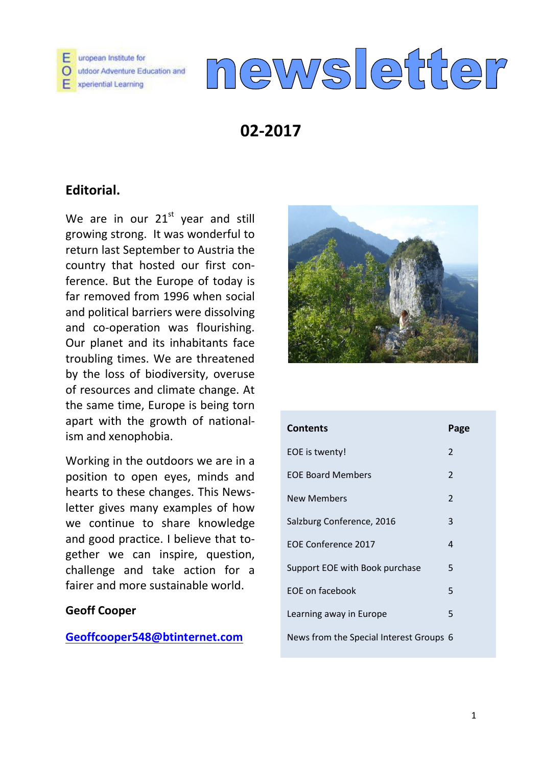European Institute for Outdoor Adventure Education and Experiential Learning

# newsletter

## 02-2017

### Editorial.

We are in our 21st year and still growing strong. It was wonderful to return last September to Austria the country that hosted our first conference. But the Europe of today is far removed from 1996 when social and political barriers were dissolving and co-operation was flourishing. Our planet and its inhabitants face troubling times. We are threatened by the loss of biodiversity, overuse of resources and climate change. At the same time, Europe is being torn apart with the growth of nationalism and xenophobia.

Working in the outdoors we are in a position to open eyes, minds and hearts to these changes. This Newsletter gives many examples of how we continue to share knowledge and good practice. I believe that together we can inspire, question, challenge and take action for a fairer and more sustainable world.

**Geoff Cooper**

Geoffcooper548@btinternet.com

| Contents | Page |
|---|---|
| EOE is twenty! | 2 |
| EOE Board Members | 2 |
| New Members | 2 |
| Salzburg Conference, 2016 | 3 |
| EOE Conference 2017 | 4 |
| Support EOE with Book purchase | 5 |
| EOE on facebook | 5 |
| Learning away in Europe | 5 |
| News from the Special Interest Groups | 6 |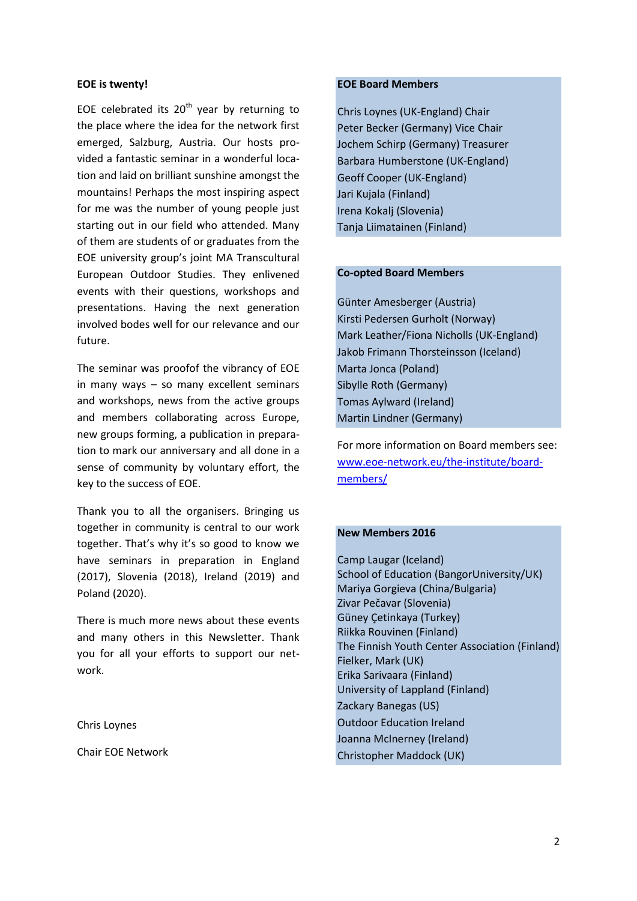## EOE is twenty!

EOE celebrated its 20th year by returning to the place where the idea for the network first emerged, Salzburg, Austria. Our hosts provided a fantastic seminar in a wonderful location and laid on brilliant sunshine amongst the mountains! Perhaps the most inspiring aspect for me was the number of young people just starting out in our field who attended. Many of them are students of or graduates from the EOE university group's joint MA Transcultural European Outdoor Studies. They enlivened events with their questions, workshops and presentations. Having the next generation involved bodes well for our relevance and our future.

The seminar was proofof the vibrancy of EOE in many ways – so many excellent seminars and workshops, news from the active groups and members collaborating across Europe, new groups forming, a publication in preparation to mark our anniversary and all done in a sense of community by voluntary effort, the key to the success of EOE.

Thank you to all the organisers. Bringing us together in community is central to our work together. That's why it's so good to know we have seminars in preparation in England (2017), Slovenia (2018), Ireland (2019) and Poland (2020).

There is much more news about these events and many others in this Newsletter. Thank you for all your efforts to support our network.

Chris Loynes

Chair EOE Network

## EOE Board Members

Chris Loynes (UK-England) Chair
Peter Becker (Germany) Vice Chair
Jochem Schirp (Germany) Treasurer
Barbara Humberstone (UK-England)
Geoff Cooper (UK-England)
Jari Kujala (Finland)
Irena Kokalj (Slovenia)
Tanja Liimatainen (Finland)

## Co-opted Board Members

Günter Amesberger (Austria)
Kirsti Pedersen Gurholt (Norway)
Mark Leather/Fiona Nicholls (UK-England)
Jakob Frimann Thorsteinsson (Iceland)
Marta Jonca (Poland)
Sibylle Roth (Germany)
Tomas Aylward (Ireland)
Martin Lindner (Germany)

For more information on Board members see: www.eoe-network.eu/the-institute/board-members/

## New Members 2016

Camp Laugar (Iceland)
School of Education (BangorUniversity/UK)
Mariya Gorgieva (China/Bulgaria)
Zivar Pečavar (Slovenia)
Güney Çetinkaya (Turkey)
Riikka Rouvinen (Finland)
The Finnish Youth Center Association (Finland)
Fielker, Mark (UK)
Erika Sarivaara (Finland)
University of Lappland (Finland)
Zackary Banegas (US)
Outdoor Education Ireland
Joanna McInerney (Ireland)
Christopher Maddock (UK)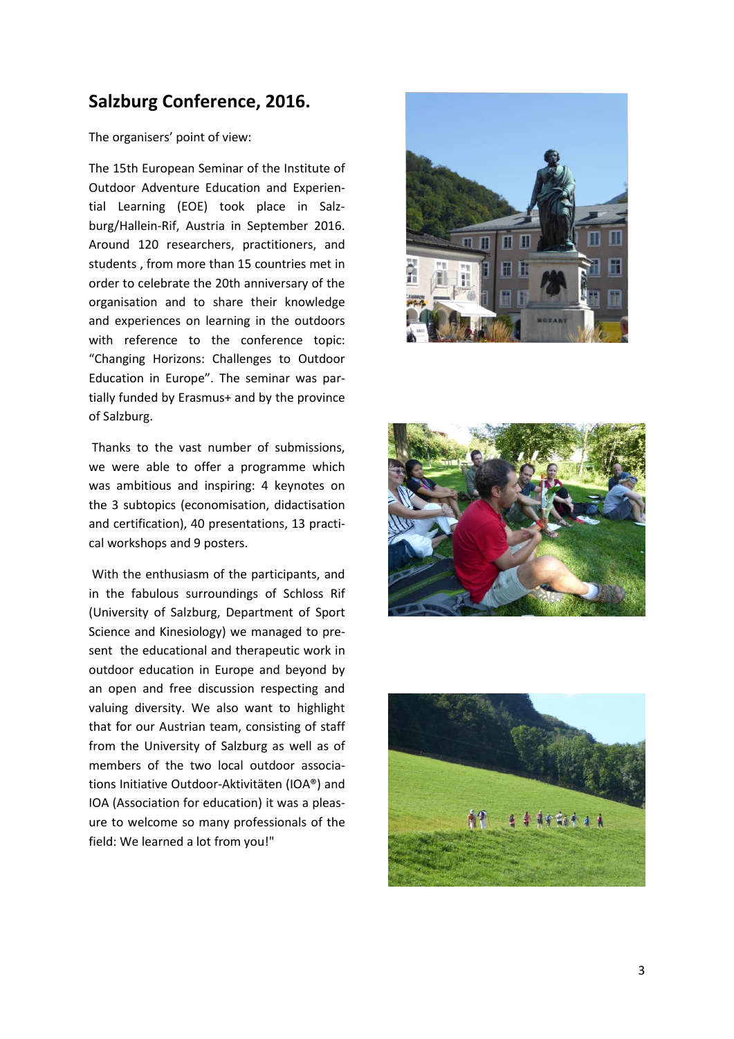## Salzburg Conference, 2016.

The organisers' point of view:

The 15th European Seminar of the Institute of Outdoor Adventure Education and Experiential Learning (EOE) took place in Salzburg/Hallein-Rif, Austria in September 2016. Around 120 researchers, practitioners, and students , from more than 15 countries met in order to celebrate the 20th anniversary of the organisation and to share their knowledge and experiences on learning in the outdoors with reference to the conference topic: "Changing Horizons: Challenges to Outdoor Education in Europe". The seminar was partially funded by Erasmus+ and by the province of Salzburg.

Thanks to the vast number of submissions, we were able to offer a programme which was ambitious and inspiring: 4 keynotes on the 3 subtopics (economisation, didactisation and certification), 40 presentations, 13 practical workshops and 9 posters.

With the enthusiasm of the participants, and in the fabulous surroundings of Schloss Rif (University of Salzburg, Department of Sport Science and Kinesiology) we managed to present the educational and therapeutic work in outdoor education in Europe and beyond by an open and free discussion respecting and valuing diversity. We also want to highlight that for our Austrian team, consisting of staff from the University of Salzburg as well as of members of the two local outdoor associations Initiative Outdoor-Aktivitäten (IOA®) and IOA (Association for education) it was a pleasure to welcome so many professionals of the field: We learned a lot from you!"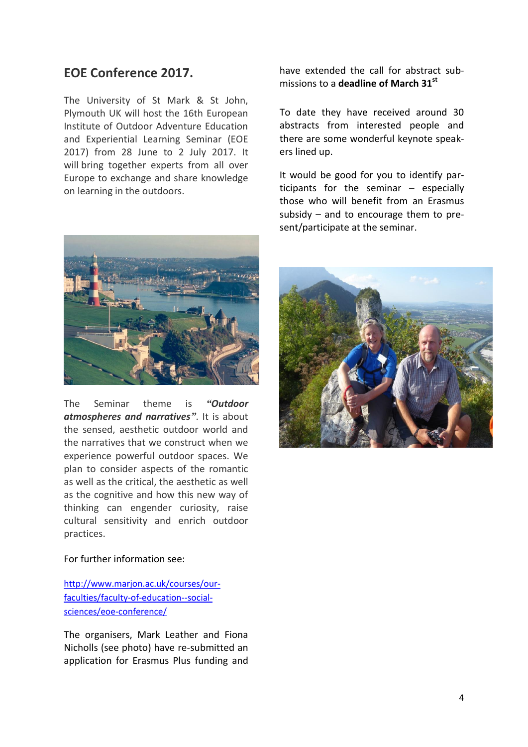## EOE Conference 2017.

The University of St Mark & St John, Plymouth UK will host the 16th European Institute of Outdoor Adventure Education and Experiential Learning Seminar (EOE 2017) from 28 June to 2 July 2017. It will bring together experts from all over Europe to exchange and share knowledge on learning in the outdoors.

The Seminar theme is ***"Outdoor atmospheres and narratives"***. It is about the sensed, aesthetic outdoor world and the narratives that we construct when we experience powerful outdoor spaces. We plan to consider aspects of the romantic as well as the critical, the aesthetic as well as the cognitive and how this new way of thinking can engender curiosity, raise cultural sensitivity and enrich outdoor practices.

For further information see:

http://www.marjon.ac.uk/courses/our-faculties/faculty-of-education--social-sciences/eoe-conference/

The organisers, Mark Leather and Fiona Nicholls (see photo) have re-submitted an application for Erasmus Plus funding and have extended the call for abstract submissions to a **deadline of March 31st**

To date they have received around 30 abstracts from interested people and there are some wonderful keynote speakers lined up.

It would be good for you to identify participants for the seminar – especially those who will benefit from an Erasmus subsidy – and to encourage them to present/participate at the seminar.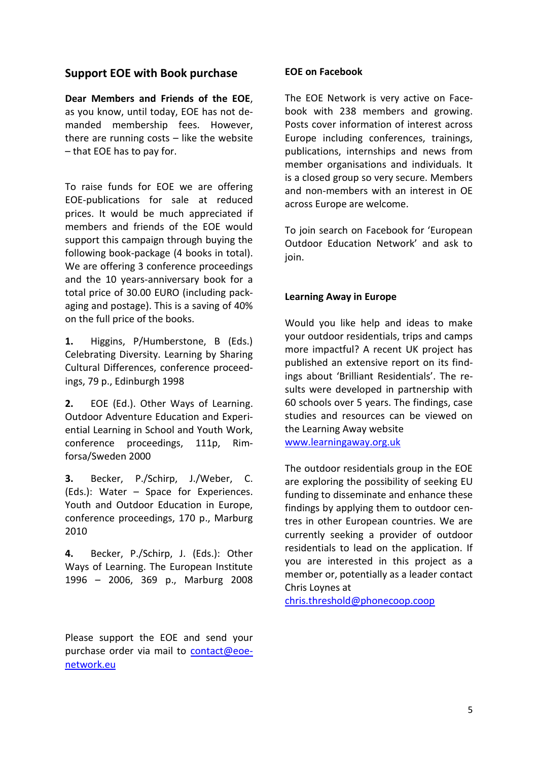## Support EOE with Book purchase

**Dear Members and Friends of the EOE**, as you know, until today, EOE has not demanded membership fees. However, there are running costs – like the website – that EOE has to pay for.

To raise funds for EOE we are offering EOE-publications for sale at reduced prices. It would be much appreciated if members and friends of the EOE would support this campaign through buying the following book-package (4 books in total). We are offering 3 conference proceedings and the 10 years-anniversary book for a total price of 30.00 EURO (including packaging and postage). This is a saving of 40% on the full price of the books.

**1.** Higgins, P/Humberstone, B (Eds.) Celebrating Diversity. Learning by Sharing Cultural Differences, conference proceedings, 79 p., Edinburgh 1998

**2.** EOE (Ed.). Other Ways of Learning. Outdoor Adventure Education and Experiential Learning in School and Youth Work, conference proceedings, 111p, Rimforsa/Sweden 2000

**3.** Becker, P./Schirp, J./Weber, C. (Eds.): Water – Space for Experiences. Youth and Outdoor Education in Europe, conference proceedings, 170 p., Marburg 2010

**4.** Becker, P./Schirp, J. (Eds.): Other Ways of Learning. The European Institute 1996 – 2006, 369 p., Marburg 2008

Please support the EOE and send your purchase order via mail to contact@eoe-network.eu

### EOE on Facebook

The EOE Network is very active on Facebook with 238 members and growing. Posts cover information of interest across Europe including conferences, trainings, publications, internships and news from member organisations and individuals. It is a closed group so very secure. Members and non-members with an interest in OE across Europe are welcome.

To join search on Facebook for 'European Outdoor Education Network' and ask to join.

### Learning Away in Europe

Would you like help and ideas to make your outdoor residentials, trips and camps more impactful? A recent UK project has published an extensive report on its findings about 'Brilliant Residentials'. The results were developed in partnership with 60 schools over 5 years. The findings, case studies and resources can be viewed on the Learning Away website www.learningaway.org.uk

The outdoor residentials group in the EOE are exploring the possibility of seeking EU funding to disseminate and enhance these findings by applying them to outdoor centres in other European countries. We are currently seeking a provider of outdoor residentials to lead on the application. If you are interested in this project as a member or, potentially as a leader contact Chris Loynes at chris.threshold@phonecoop.coop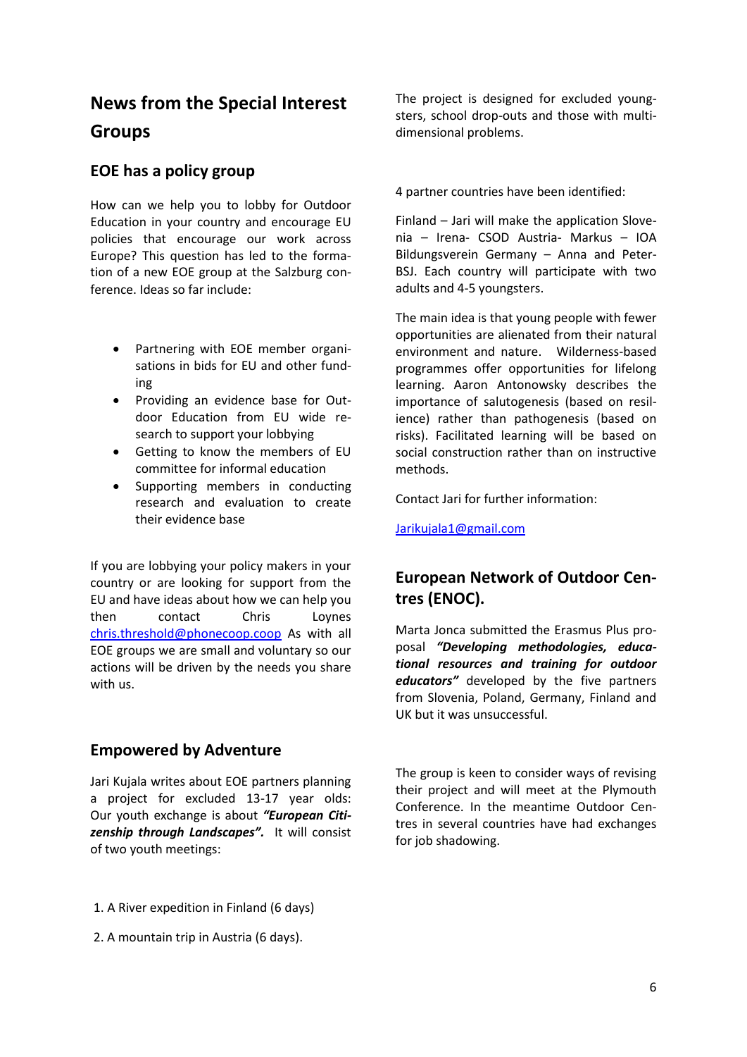# News from the Special Interest Groups

## EOE has a policy group

How can we help you to lobby for Outdoor Education in your country and encourage EU policies that encourage our work across Europe? This question has led to the formation of a new EOE group at the Salzburg conference. Ideas so far include:

- Partnering with EOE member organisations in bids for EU and other funding
- Providing an evidence base for Outdoor Education from EU wide research to support your lobbying
- Getting to know the members of EU committee for informal education
- Supporting members in conducting research and evaluation to create their evidence base

If you are lobbying your policy makers in your country or are looking for support from the EU and have ideas about how we can help you then contact Chris Loynes chris.threshold@phonecoop.coop As with all EOE groups we are small and voluntary so our actions will be driven by the needs you share with us.

## Empowered by Adventure

Jari Kujala writes about EOE partners planning a project for excluded 13-17 year olds: Our youth exchange is about ***"European Citizenship through Landscapes".*** It will consist of two youth meetings:

1. A River expedition in Finland (6 days)
2. A mountain trip in Austria (6 days).

The project is designed for excluded youngsters, school drop-outs and those with multidimensional problems.

4 partner countries have been identified:

Finland – Jari will make the application Slovenia – Irena- CSOD Austria- Markus – IOA Bildungsverein Germany – Anna and Peter-BSJ. Each country will participate with two adults and 4-5 youngsters.

The main idea is that young people with fewer opportunities are alienated from their natural environment and nature. Wilderness-based programmes offer opportunities for lifelong learning. Aaron Antonowsky describes the importance of salutogenesis (based on resilience) rather than pathogenesis (based on risks). Facilitated learning will be based on social construction rather than on instructive methods.

Contact Jari for further information:

Jarikujala1@gmail.com

## European Network of Outdoor Centres (ENOC).

Marta Jonca submitted the Erasmus Plus proposal ***"Developing methodologies, educational resources and training for outdoor educators"*** developed by the five partners from Slovenia, Poland, Germany, Finland and UK but it was unsuccessful.

The group is keen to consider ways of revising their project and will meet at the Plymouth Conference. In the meantime Outdoor Centres in several countries have had exchanges for job shadowing.